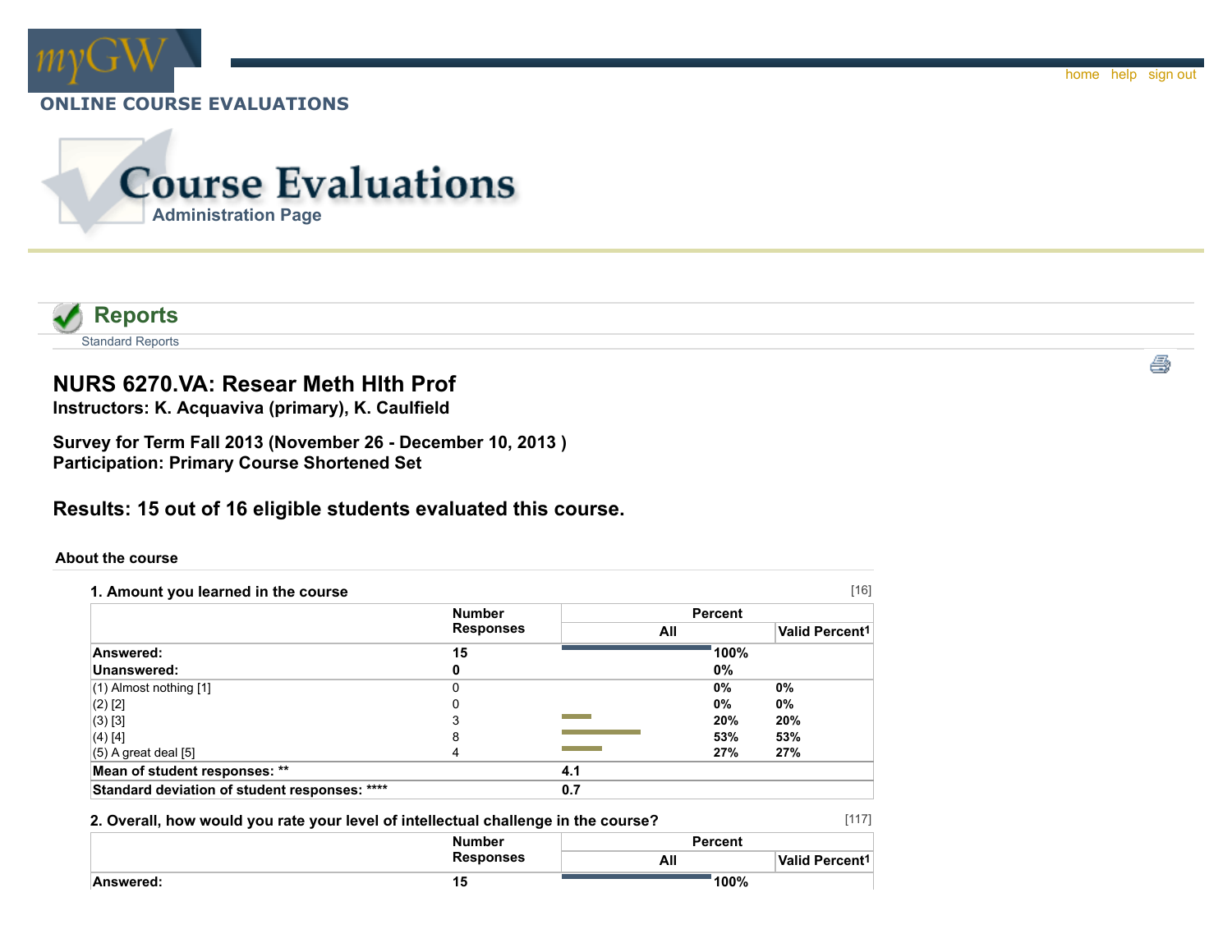myGW

home help sign out

**ONLINE COURSE EVALUATIONS**

# Course Evaluations

Administration Page

## Reports

Standard Reports

# NURS 6270.VA: Resear Meth Hlth Prof

**Instructors: K. Acquaviva (primary), K. Caulfield**

**Survey for Term Fall 2013 (November 26 - December 10, 2013 )**
**Participation: Primary Course Shortened Set**

## Results: 15 out of 16 eligible students evaluated this course.

### About the course

**1. Amount you learned in the course** [16]

| | Number Responses | Percent | |
|---|---|---|---|
| | | All | Valid Percent[1] |
| **Answered:** | **15** | **100%** | |
| **Unanswered:** | **0** | **0%** | |
| (1) Almost nothing [1] | 0 | 0% | 0% |
| (2) [2] | 0 | 0% | 0% |
| (3) [3] | 3 | 20% | 20% |
| (4) [4] | 8 | 53% | 53% |
| (5) A great deal [5] | 4 | 27% | 27% |
| **Mean of student responses: \*\*** | **4.1** | | |
| **Standard deviation of student responses: \*\*\*\*** | **0.7** | | |

**2. Overall, how would you rate your level of intellectual challenge in the course?** [117]

| | Number Responses | Percent | |
|---|---|---|---|
| | | All | Valid Percent[1] |
| **Answered:** | **15** | **100%** | |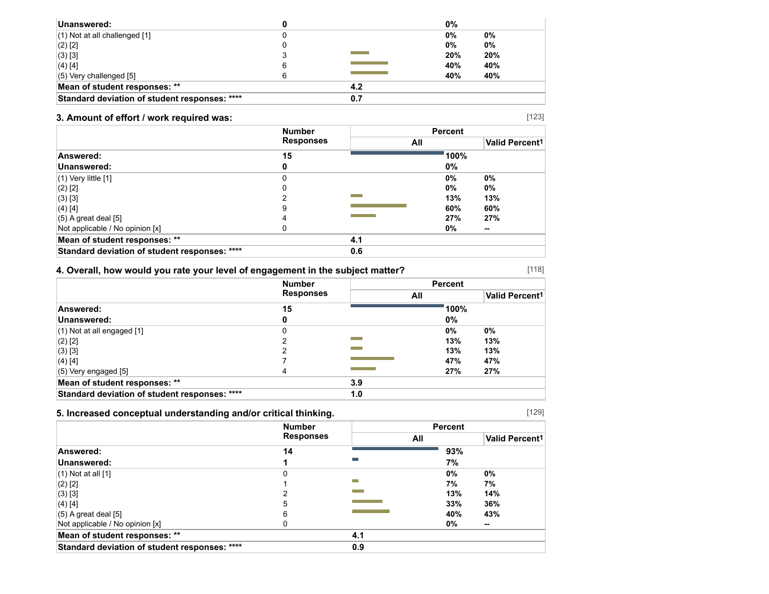| | Number Responses | Percent All | Valid Percent[1] |
|---|---|---|---|
| **Unanswered:** | **0** | **0%** | |
| (1) Not at all challenged [1] | 0 | **0%** | **0%** |
| (2) [2] | 0 | **0%** | **0%** |
| (3) [3] | 3 | **20%** | **20%** |
| (4) [4] | 6 | **40%** | **40%** |
| (5) Very challenged [5] | 6 | **40%** | **40%** |
| **Mean of student responses: ** ** | | **4.2** | |
| **Standard deviation of student responses: ****** | | **0.7** | |

### 3. Amount of effort / work required was:

[123]

| | Number Responses | Percent | |
|---|---|---|---|
| | | All | Valid Percent[1] |
| **Answered:** | **15** | **100%** | |
| **Unanswered:** | **0** | **0%** | |
| (1) Very little [1] | 0 | **0%** | **0%** |
| (2) [2] | 0 | **0%** | **0%** |
| (3) [3] | 2 | **13%** | **13%** |
| (4) [4] | 9 | **60%** | **60%** |
| (5) A great deal [5] | 4 | **27%** | **27%** |
| Not applicable / No opinion [x] | 0 | **0%** | **--** |
| **Mean of student responses: ** ** | | **4.1** | |
| **Standard deviation of student responses: ****** | | **0.6** | |

### 4. Overall, how would you rate your level of engagement in the subject matter?

[118]

| | Number Responses | Percent | |
|---|---|---|---|
| | | All | Valid Percent[1] |
| **Answered:** | **15** | **100%** | |
| **Unanswered:** | **0** | **0%** | |
| (1) Not at all engaged [1] | 0 | **0%** | **0%** |
| (2) [2] | 2 | **13%** | **13%** |
| (3) [3] | 2 | **13%** | **13%** |
| (4) [4] | 7 | **47%** | **47%** |
| (5) Very engaged [5] | 4 | **27%** | **27%** |
| **Mean of student responses: ** ** | | **3.9** | |
| **Standard deviation of student responses: ****** | | **1.0** | |

### 5. Increased conceptual understanding and/or critical thinking.

[129]

| | Number Responses | Percent | |
|---|---|---|---|
| | | All | Valid Percent[1] |
| **Answered:** | **14** | **93%** | |
| **Unanswered:** | **1** | **7%** | |
| (1) Not at all [1] | 0 | **0%** | **0%** |
| (2) [2] | 1 | **7%** | **7%** |
| (3) [3] | 2 | **13%** | **14%** |
| (4) [4] | 5 | **33%** | **36%** |
| (5) A great deal [5] | 6 | **40%** | **43%** |
| Not applicable / No opinion [x] | 0 | **0%** | **--** |
| **Mean of student responses: ** ** | | **4.1** | |
| **Standard deviation of student responses: ****** | | **0.9** | |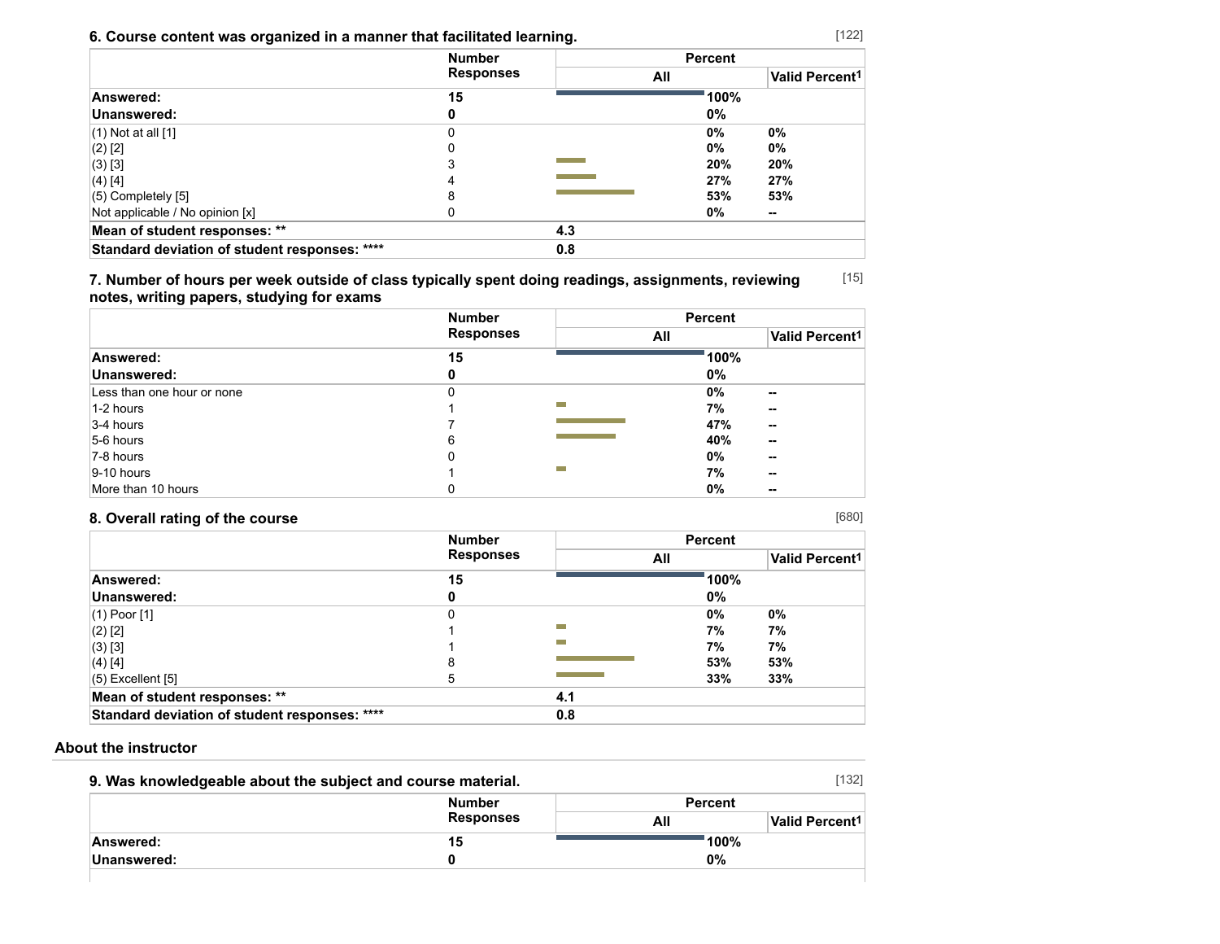### 6. Course content was organized in a manner that facilitated learning.

[122]

| | Number Responses | Percent | |
|---|---|---|---|
| | | All | Valid Percent[1] |
| **Answered:** | **15** | **100%** | |
| **Unanswered:** | **0** | **0%** | |
| (1) Not at all [1] | 0 | **0%** | **0%** |
| (2) [2] | 0 | **0%** | **0%** |
| (3) [3] | 3 | **20%** | **20%** |
| (4) [4] | 4 | **27%** | **27%** |
| (5) Completely [5] | 8 | **53%** | **53%** |
| Not applicable / No opinion [x] | 0 | **0%** | **--** |
| **Mean of student responses: \*\*** | | **4.3** | |
| **Standard deviation of student responses: \*\*\*\*** | | **0.8** | |

### 7. Number of hours per week outside of class typically spent doing readings, assignments, reviewing notes, writing papers, studying for exams

[15]

| | Number Responses | Percent | |
|---|---|---|---|
| | | All | Valid Percent[1] |
| **Answered:** | **15** | **100%** | |
| **Unanswered:** | **0** | **0%** | |
| Less than one hour or none | 0 | **0%** | **--** |
| 1-2 hours | 1 | **7%** | **--** |
| 3-4 hours | 7 | **47%** | **--** |
| 5-6 hours | 6 | **40%** | **--** |
| 7-8 hours | 0 | **0%** | **--** |
| 9-10 hours | 1 | **7%** | **--** |
| More than 10 hours | 0 | **0%** | **--** |

### 8. Overall rating of the course

[680]

| | Number Responses | Percent | |
|---|---|---|---|
| | | All | Valid Percent[1] |
| **Answered:** | **15** | **100%** | |
| **Unanswered:** | **0** | **0%** | |
| (1) Poor [1] | 0 | **0%** | **0%** |
| (2) [2] | 1 | **7%** | **7%** |
| (3) [3] | 1 | **7%** | **7%** |
| (4) [4] | 8 | **53%** | **53%** |
| (5) Excellent [5] | 5 | **33%** | **33%** |
| **Mean of student responses: \*\*** | | **4.1** | |
| **Standard deviation of student responses: \*\*\*\*** | | **0.8** | |

## About the instructor

### 9. Was knowledgeable about the subject and course material.

[132]

| | Number Responses | Percent | |
|---|---|---|---|
| | | All | Valid Percent[1] |
| **Answered:** | **15** | **100%** | |
| **Unanswered:** | **0** | **0%** | |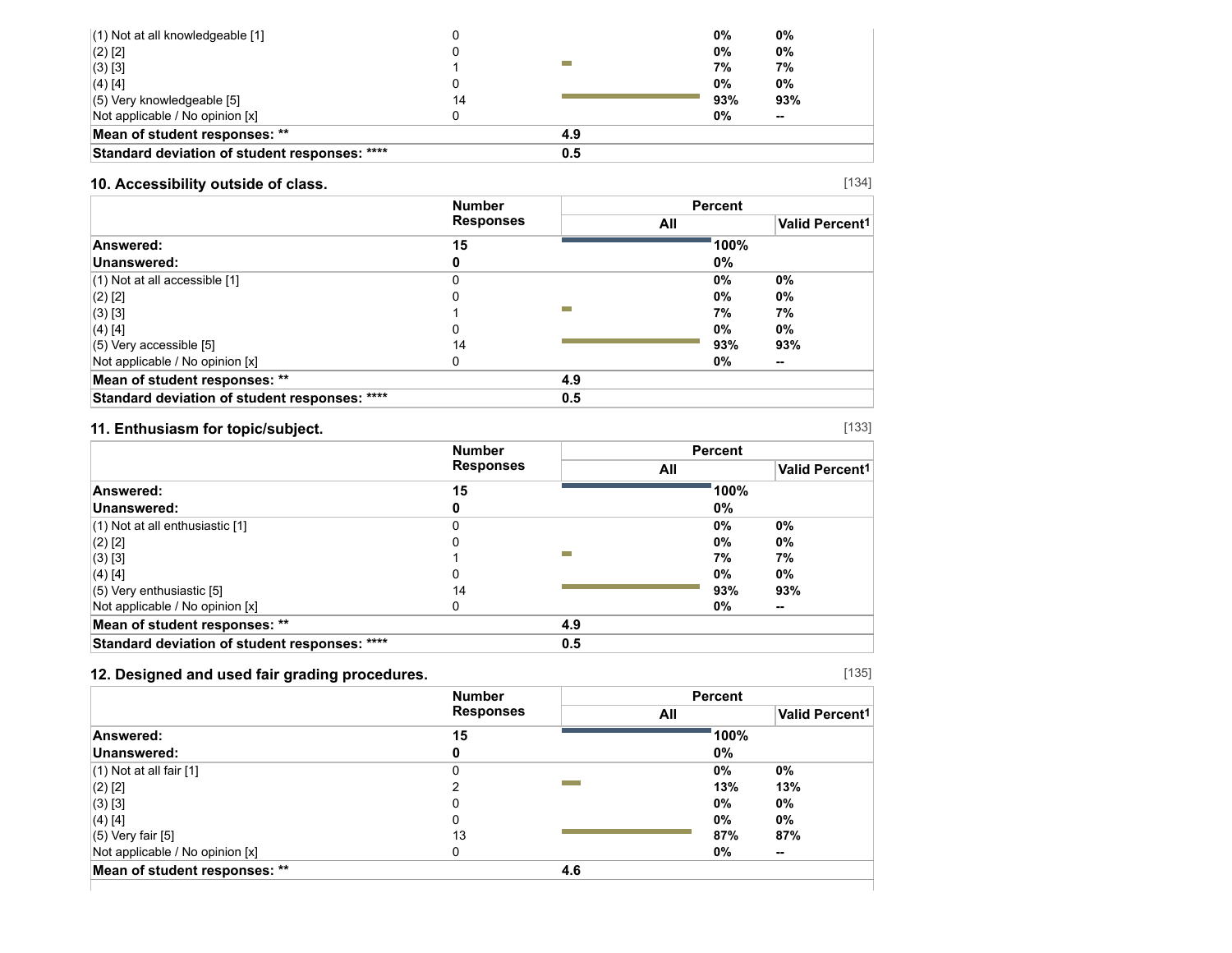| | Number Responses | All | Valid Percent1 |
|---|---|---|---|
| (1) Not at all knowledgeable [1] | 0 | 0% | 0% |
| (2) [2] | 0 | 0% | 0% |
| (3) [3] | 1 | 7% | 7% |
| (4) [4] | 0 | 0% | 0% |
| (5) Very knowledgeable [5] | 14 | 93% | 93% |
| Not applicable / No opinion [x] | 0 | 0% | -- |
| **Mean of student responses: \*\*** | | **4.9** | |
| **Standard deviation of student responses: \*\*\*\*** | | **0.5** | |

### 10. Accessibility outside of class.

[134]

| | Number Responses | Percent | |
|---|---|---|---|
| | | All | Valid Percent1 |
| **Answered:** | **15** | **100%** | |
| **Unanswered:** | **0** | **0%** | |
| (1) Not at all accessible [1] | 0 | 0% | 0% |
| (2) [2] | 0 | 0% | 0% |
| (3) [3] | 1 | 7% | 7% |
| (4) [4] | 0 | 0% | 0% |
| (5) Very accessible [5] | 14 | 93% | 93% |
| Not applicable / No opinion [x] | 0 | 0% | -- |
| **Mean of student responses: \*\*** | | **4.9** | |
| **Standard deviation of student responses: \*\*\*\*** | | **0.5** | |

### 11. Enthusiasm for topic/subject.

[133]

| | Number Responses | Percent | |
|---|---|---|---|
| | | All | Valid Percent1 |
| **Answered:** | **15** | **100%** | |
| **Unanswered:** | **0** | **0%** | |
| (1) Not at all enthusiastic [1] | 0 | 0% | 0% |
| (2) [2] | 0 | 0% | 0% |
| (3) [3] | 1 | 7% | 7% |
| (4) [4] | 0 | 0% | 0% |
| (5) Very enthusiastic [5] | 14 | 93% | 93% |
| Not applicable / No opinion [x] | 0 | 0% | -- |
| **Mean of student responses: \*\*** | | **4.9** | |
| **Standard deviation of student responses: \*\*\*\*** | | **0.5** | |

### 12. Designed and used fair grading procedures.

[135]

| | Number Responses | Percent | |
|---|---|---|---|
| | | All | Valid Percent1 |
| **Answered:** | **15** | **100%** | |
| **Unanswered:** | **0** | **0%** | |
| (1) Not at all fair [1] | 0 | 0% | 0% |
| (2) [2] | 2 | 13% | 13% |
| (3) [3] | 0 | 0% | 0% |
| (4) [4] | 0 | 0% | 0% |
| (5) Very fair [5] | 13 | 87% | 87% |
| Not applicable / No opinion [x] | 0 | 0% | -- |
| **Mean of student responses: \*\*** | | **4.6** | |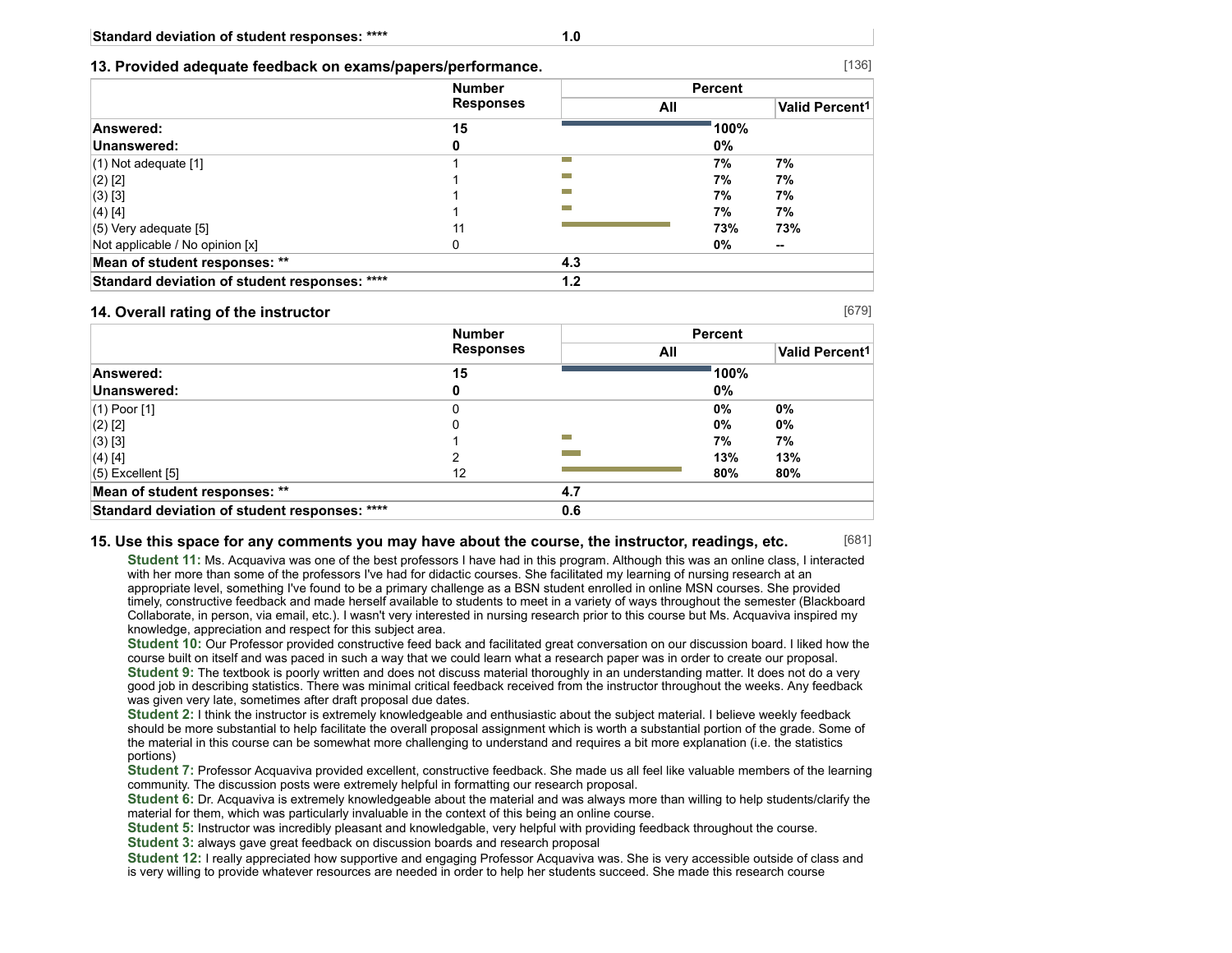| Standard deviation of student responses: **** | 1.0 | |
|---|---|---|

### 13. Provided adequate feedback on exams/papers/performance.

[136]

| | Number Responses | Percent | |
|---|---|---|---|
| | | All | Valid Percent[1] |
| **Answered:** | **15** | **100%** | |
| **Unanswered:** | **0** | **0%** | |
| (1) Not adequate [1] | 1 | **7%** | **7%** |
| (2) [2] | 1 | **7%** | **7%** |
| (3) [3] | 1 | **7%** | **7%** |
| (4) [4] | 1 | **7%** | **7%** |
| (5) Very adequate [5] | 11 | **73%** | **73%** |
| Not applicable / No opinion [x] | 0 | **0%** | **--** |
| **Mean of student responses: **** | **4.3** | | |
| **Standard deviation of student responses: ******** | **1.2** | | |

### 14. Overall rating of the instructor

[679]

| | Number Responses | Percent | |
|---|---|---|---|
| | | All | Valid Percent[1] |
| **Answered:** | **15** | **100%** | |
| **Unanswered:** | **0** | **0%** | |
| (1) Poor [1] | 0 | **0%** | **0%** |
| (2) [2] | 0 | **0%** | **0%** |
| (3) [3] | 1 | **7%** | **7%** |
| (4) [4] | 2 | **13%** | **13%** |
| (5) Excellent [5] | 12 | **80%** | **80%** |
| **Mean of student responses: **** | **4.7** | | |
| **Standard deviation of student responses: ******** | **0.6** | | |

### 15. Use this space for any comments you may have about the course, the instructor, readings, etc.

[681]

**Student 11:** Ms. Acquaviva was one of the best professors I have had in this program. Although this was an online class, I interacted with her more than some of the professors I've had for didactic courses. She facilitated my learning of nursing research at an appropriate level, something I've found to be a primary challenge as a BSN student enrolled in online MSN courses. She provided timely, constructive feedback and made herself available to students to meet in a variety of ways throughout the semester (Blackboard Collaborate, in person, via email, etc.). I wasn't very interested in nursing research prior to this course but Ms. Acquaviva inspired my knowledge, appreciation and respect for this subject area.

**Student 10:** Our Professor provided constructive feed back and facilitated great conversation on our discussion board. I liked how the course built on itself and was paced in such a way that we could learn what a research paper was in order to create our proposal.

**Student 9:** The textbook is poorly written and does not discuss material thoroughly in an understanding matter. It does not do a very good job in describing statistics. There was minimal critical feedback received from the instructor throughout the weeks. Any feedback was given very late, sometimes after draft proposal due dates.

**Student 2:** I think the instructor is extremely knowledgeable and enthusiastic about the subject material. I believe weekly feedback should be more substantial to help facilitate the overall proposal assignment which is worth a substantial portion of the grade. Some of the material in this course can be somewhat more challenging to understand and requires a bit more explanation (i.e. the statistics portions)

**Student 7:** Professor Acquaviva provided excellent, constructive feedback. She made us all feel like valuable members of the learning community. The discussion posts were extremely helpful in formatting our research proposal.

**Student 6:** Dr. Acquaviva is extremely knowledgeable about the material and was always more than willing to help students/clarify the material for them, which was particularly invaluable in the context of this being an online course.

**Student 5:** Instructor was incredibly pleasant and knowledgable, very helpful with providing feedback throughout the course.

**Student 3:** always gave great feedback on discussion boards and research proposal

**Student 12:** I really appreciated how supportive and engaging Professor Acquaviva was. She is very accessible outside of class and is very willing to provide whatever resources are needed in order to help her students succeed. She made this research course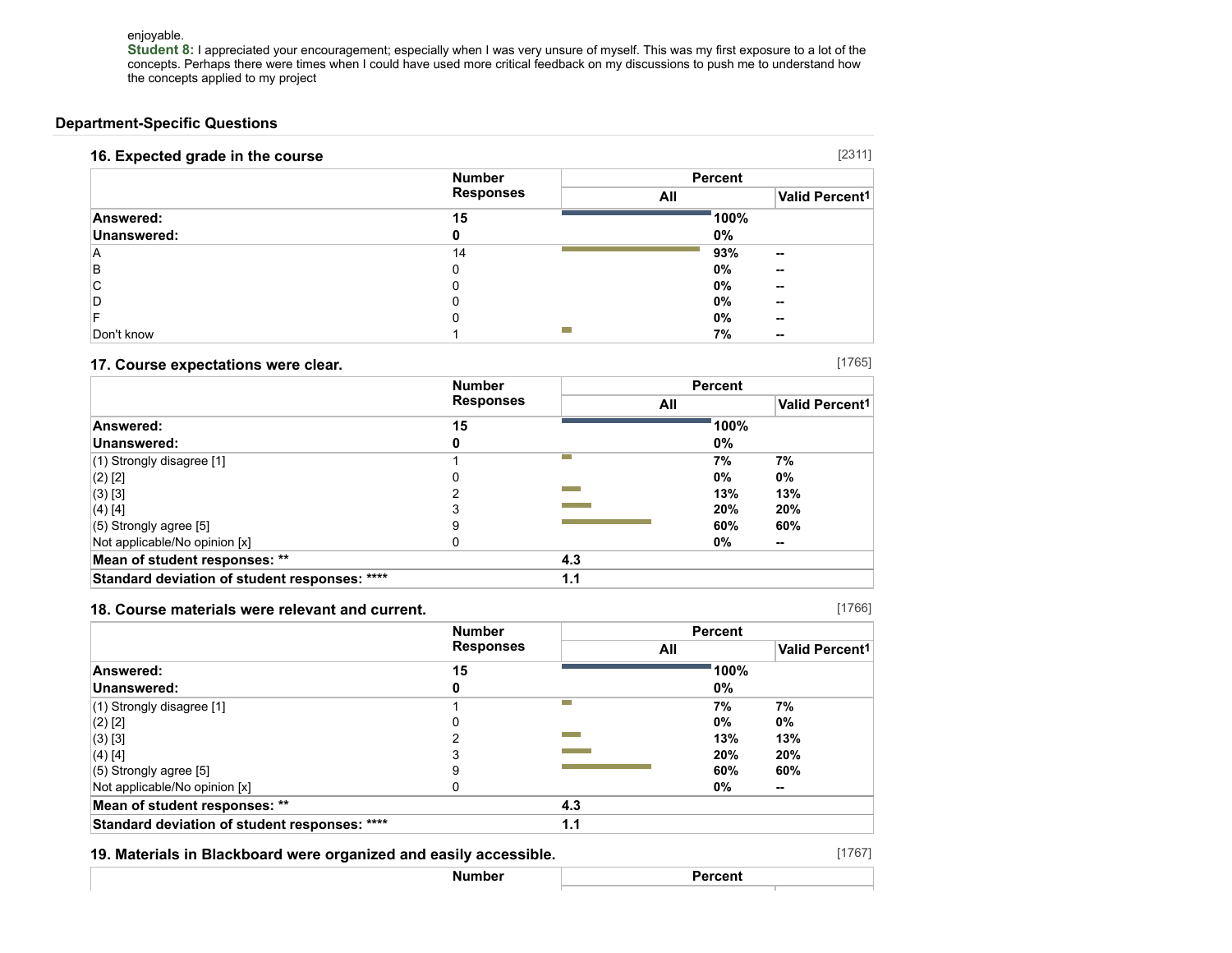enjoyable.

**Student 8:** I appreciated your encouragement; especially when I was very unsure of myself. This was my first exposure to a lot of the concepts. Perhaps there were times when I could have used more critical feedback on my discussions to push me to understand how the concepts applied to my project

## Department-Specific Questions

### 16. Expected grade in the course

[2311]

| | Number Responses | Percent | |
|---|---|---|---|
| | | All | Valid Percent[1] |
| **Answered:** | **15** | **100%** | |
| **Unanswered:** | **0** | **0%** | |
| A | 14 | **93%** | **--** |
| B | 0 | **0%** | **--** |
| C | 0 | **0%** | **--** |
| D | 0 | **0%** | **--** |
| F | 0 | **0%** | **--** |
| Don't know | 1 | **7%** | **--** |

### 17. Course expectations were clear.

[1765]

| | Number Responses | Percent | |
|---|---|---|---|
| | | All | Valid Percent[1] |
| **Answered:** | **15** | **100%** | |
| **Unanswered:** | **0** | **0%** | |
| (1) Strongly disagree [1] | 1 | **7%** | **7%** |
| (2) [2] | 0 | **0%** | **0%** |
| (3) [3] | 2 | **13%** | **13%** |
| (4) [4] | 3 | **20%** | **20%** |
| (5) Strongly agree [5] | 9 | **60%** | **60%** |
| Not applicable/No opinion [x] | 0 | **0%** | **--** |
| **Mean of student responses: \*\*** | | **4.3** | |
| **Standard deviation of student responses: \*\*\*\*** | | **1.1** | |

### 18. Course materials were relevant and current.

[1766]

| | Number Responses | Percent | |
|---|---|---|---|
| | | All | Valid Percent[1] |
| **Answered:** | **15** | **100%** | |
| **Unanswered:** | **0** | **0%** | |
| (1) Strongly disagree [1] | 1 | **7%** | **7%** |
| (2) [2] | 0 | **0%** | **0%** |
| (3) [3] | 2 | **13%** | **13%** |
| (4) [4] | 3 | **20%** | **20%** |
| (5) Strongly agree [5] | 9 | **60%** | **60%** |
| Not applicable/No opinion [x] | 0 | **0%** | **--** |
| **Mean of student responses: \*\*** | | **4.3** | |
| **Standard deviation of student responses: \*\*\*\*** | | **1.1** | |

### 19. Materials in Blackboard were organized and easily accessible.

[1767]

| | Number | Percent |
|---|---|---|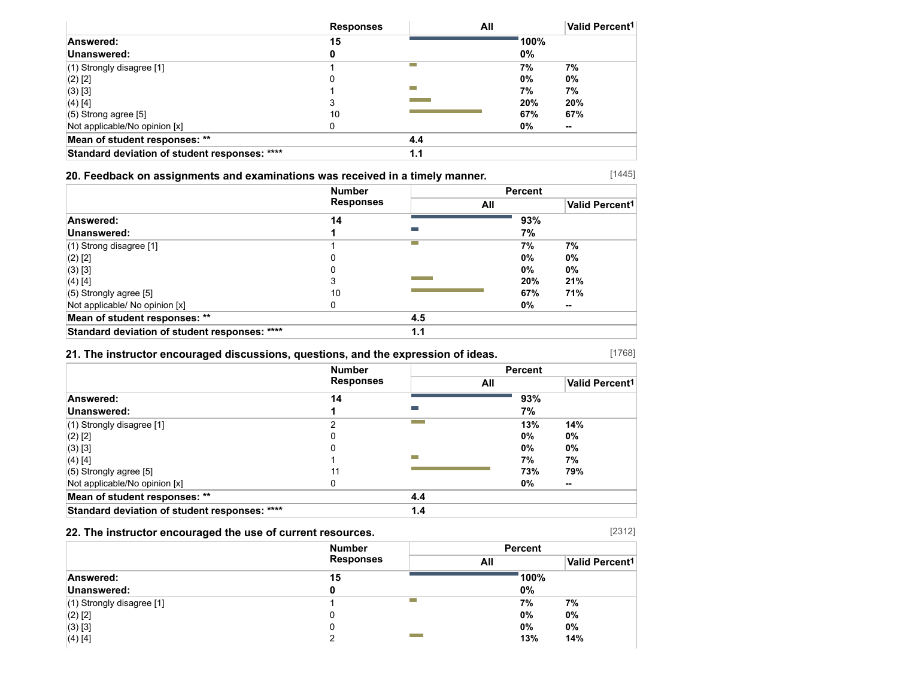| | Responses | All | Valid Percent1 |
|---|---|---|---|
| **Answered:** | **15** | **100%** | |
| **Unanswered:** | **0** | **0%** | |
| (1) Strongly disagree [1] | 1 | 7% | 7% |
| (2) [2] | 0 | 0% | 0% |
| (3) [3] | 1 | 7% | 7% |
| (4) [4] | 3 | 20% | 20% |
| (5) Strong agree [5] | 10 | 67% | 67% |
| Not applicable/No opinion [x] | 0 | 0% | -- |
| **Mean of student responses: \*\*** | | **4.4** | |
| **Standard deviation of student responses: \*\*\*\*** | | **1.1** | |

### 20. Feedback on assignments and examinations was received in a timely manner.

[1445]

| | Number Responses | Percent | |
|---|---|---|---|
| | | All | Valid Percent1 |
| **Answered:** | **14** | **93%** | |
| **Unanswered:** | **1** | **7%** | |
| (1) Strong disagree [1] | 1 | 7% | 7% |
| (2) [2] | 0 | 0% | 0% |
| (3) [3] | 0 | 0% | 0% |
| (4) [4] | 3 | 20% | 21% |
| (5) Strongly agree [5] | 10 | 67% | 71% |
| Not applicable/ No opinion [x] | 0 | 0% | -- |
| **Mean of student responses: \*\*** | | **4.5** | |
| **Standard deviation of student responses: \*\*\*\*** | | **1.1** | |

### 21. The instructor encouraged discussions, questions, and the expression of ideas.

[1768]

| | Number Responses | Percent | |
|---|---|---|---|
| | | All | Valid Percent1 |
| **Answered:** | **14** | **93%** | |
| **Unanswered:** | **1** | **7%** | |
| (1) Strongly disagree [1] | 2 | 13% | 14% |
| (2) [2] | 0 | 0% | 0% |
| (3) [3] | 0 | 0% | 0% |
| (4) [4] | 1 | 7% | 7% |
| (5) Strongly agree [5] | 11 | 73% | 79% |
| Not applicable/No opinion [x] | 0 | 0% | -- |
| **Mean of student responses: \*\*** | | **4.4** | |
| **Standard deviation of student responses: \*\*\*\*** | | **1.4** | |

### 22. The instructor encouraged the use of current resources.

[2312]

| | Number Responses | Percent | |
|---|---|---|---|
| | | All | Valid Percent1 |
| **Answered:** | **15** | **100%** | |
| **Unanswered:** | **0** | **0%** | |
| (1) Strongly disagree [1] | 1 | 7% | 7% |
| (2) [2] | 0 | 0% | 0% |
| (3) [3] | 0 | 0% | 0% |
| (4) [4] | 2 | 13% | 14% |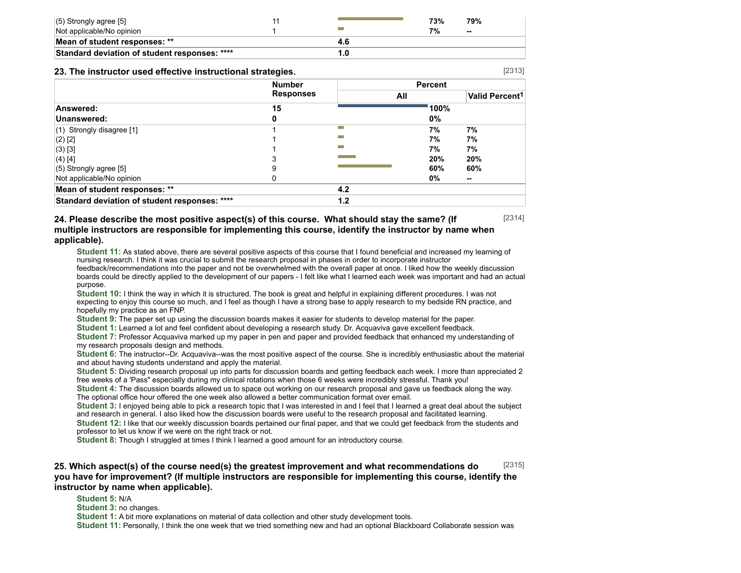| | | | | |
|---|---|---|---|---|
| (5) Strongly agree [5] | 11 | | 73% | 79% |
| Not applicable/No opinion | 1 | | 7% | -- |
| **Mean of student responses: \*\*** | | **4.6** | | |
| **Standard deviation of student responses: \*\*\*\*** | | **1.0** | | |

### 23. The instructor used effective instructional strategies.

[2313]

| | Number Responses | Percent | | |
|---|---|---|---|---|
| | | All | | Valid Percent[1] |
| **Answered:** | **15** | | **100%** | |
| **Unanswered:** | **0** | | **0%** | |
| (1) Strongly disagree [1] | 1 | | 7% | 7% |
| (2) [2] | 1 | | 7% | 7% |
| (3) [3] | 1 | | 7% | 7% |
| (4) [4] | 3 | | 20% | 20% |
| (5) Strongly agree [5] | 9 | | 60% | 60% |
| Not applicable/No opinion | 0 | | 0% | -- |
| **Mean of student responses: \*\*** | | **4.2** | | |
| **Standard deviation of student responses: \*\*\*\*** | | **1.2** | | |

### 24. Please describe the most positive aspect(s) of this course. What should stay the same? (If multiple instructors are responsible for implementing this course, identify the instructor by name when applicable).

[2314]

**Student 11:** As stated above, there are several positive aspects of this course that I found beneficial and increased my learning of nursing research. I think it was crucial to submit the research proposal in phases in order to incorporate instructor feedback/recommendations into the paper and not be overwhelmed with the overall paper at once. I liked how the weekly discussion boards could be directly applied to the development of our papers - I felt like what I learned each week was important and had an actual purpose.

**Student 10:** I think the way in which it is structured. The book is great and helpful in explaining different procedures. I was not expecting to enjoy this course so much, and I feel as though I have a strong base to apply research to my bedside RN practice, and hopefully my practice as an FNP.

**Student 9:** The paper set up using the discussion boards makes it easier for students to develop material for the paper.

**Student 1:** Learned a lot and feel confident about developing a research study. Dr. Acquaviva gave excellent feedback.

**Student 7:** Professor Acquaviva marked up my paper in pen and paper and provided feedback that enhanced my understanding of my research proposals design and methods.

**Student 6:** The instructor--Dr. Acquaviva--was the most positive aspect of the course. She is incredibly enthusiastic about the material and about having students understand and apply the material.

**Student 5:** Dividing research proposal up into parts for discussion boards and getting feedback each week. I more than appreciated 2 free weeks of a 'Pass" especially during my clinical rotations when those 6 weeks were incredibly stressful. Thank you!

**Student 4:** The discussion boards allowed us to space out working on our research proposal and gave us feedback along the way. The optional office hour offered the one week also allowed a better communication format over email.

**Student 3:** I enjoyed being able to pick a research topic that I was interested in and I feel that I learned a great deal about the subject and research in general. I also liked how the discussion boards were useful to the research proposal and facilitated learning.

**Student 12:** I like that our weekly discussion boards pertained our final paper, and that we could get feedback from the students and professor to let us know if we were on the right track or not.

**Student 8:** Though I struggled at times I think I learned a good amount for an introductory course.

### 25. Which aspect(s) of the course need(s) the greatest improvement and what recommendations do you have for improvement? (If multiple instructors are responsible for implementing this course, identify the instructor by name when applicable).

[2315]

**Student 5:** N/A

**Student 3:** no changes.

**Student 1:** A bit more explanations on material of data collection and other study development tools.

**Student 11:** Personally, I think the one week that we tried something new and had an optional Blackboard Collaborate session was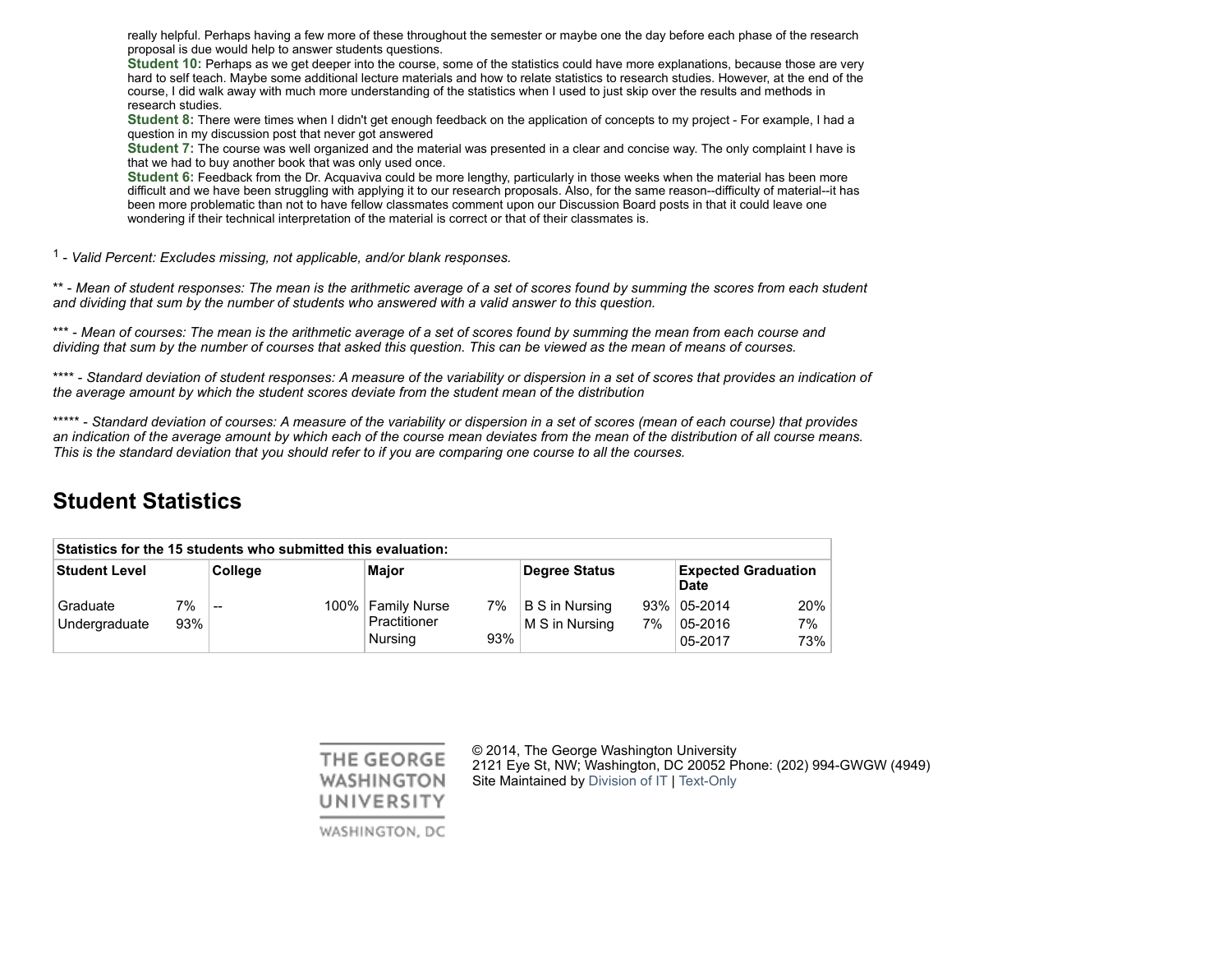really helpful. Perhaps having a few more of these throughout the semester or maybe one the day before each phase of the research proposal is due would help to answer students questions.

**Student 10:** Perhaps as we get deeper into the course, some of the statistics could have more explanations, because those are very hard to self teach. Maybe some additional lecture materials and how to relate statistics to research studies. However, at the end of the course, I did walk away with much more understanding of the statistics when I used to just skip over the results and methods in research studies.

**Student 8:** There were times when I didn't get enough feedback on the application of concepts to my project - For example, I had a question in my discussion post that never got answered

**Student 7:** The course was well organized and the material was presented in a clear and concise way. The only complaint I have is that we had to buy another book that was only used once.

**Student 6:** Feedback from the Dr. Acquaviva could be more lengthy, particularly in those weeks when the material has been more difficult and we have been struggling with applying it to our research proposals. Also, for the same reason--difficulty of material--it has been more problematic than not to have fellow classmates comment upon our Discussion Board posts in that it could leave one wondering if their technical interpretation of the material is correct or that of their classmates is.

[1] - *Valid Percent: Excludes missing, not applicable, and/or blank responses.*

** - *Mean of student responses: The mean is the arithmetic average of a set of scores found by summing the scores from each student and dividing that sum by the number of students who answered with a valid answer to this question.*

*** - *Mean of courses: The mean is the arithmetic average of a set of scores found by summing the mean from each course and dividing that sum by the number of courses that asked this question. This can be viewed as the mean of means of courses.*

**** - *Standard deviation of student responses: A measure of the variability or dispersion in a set of scores that provides an indication of the average amount by which the student scores deviate from the student mean of the distribution*

***** - *Standard deviation of courses: A measure of the variability or dispersion in a set of scores (mean of each course) that provides an indication of the average amount by which each of the course mean deviates from the mean of the distribution of all course means. This is the standard deviation that you should refer to if you are comparing one course to all the courses.*

## Student Statistics

**Statistics for the 15 students who submitted this evaluation:**

| Student Level | | College | | Major | | Degree Status | | Expected Graduation Date | |
|---|---|---|---|---|---|---|---|---|---|
| Graduate | 7% | -- | 100% | Family Nurse Practitioner | 7% | B S in Nursing | 93% | 05-2014 | 20% |
| Undergraduate | 93% | | | Nursing | 93% | M S in Nursing | 7% | 05-2016 | 7% |
| | | | | | | | | 05-2017 | 73% |

© 2014, The George Washington University
2121 Eye St, NW; Washington, DC 20052 Phone: (202) 994-GWGW (4949)
Site Maintained by Division of IT | Text-Only